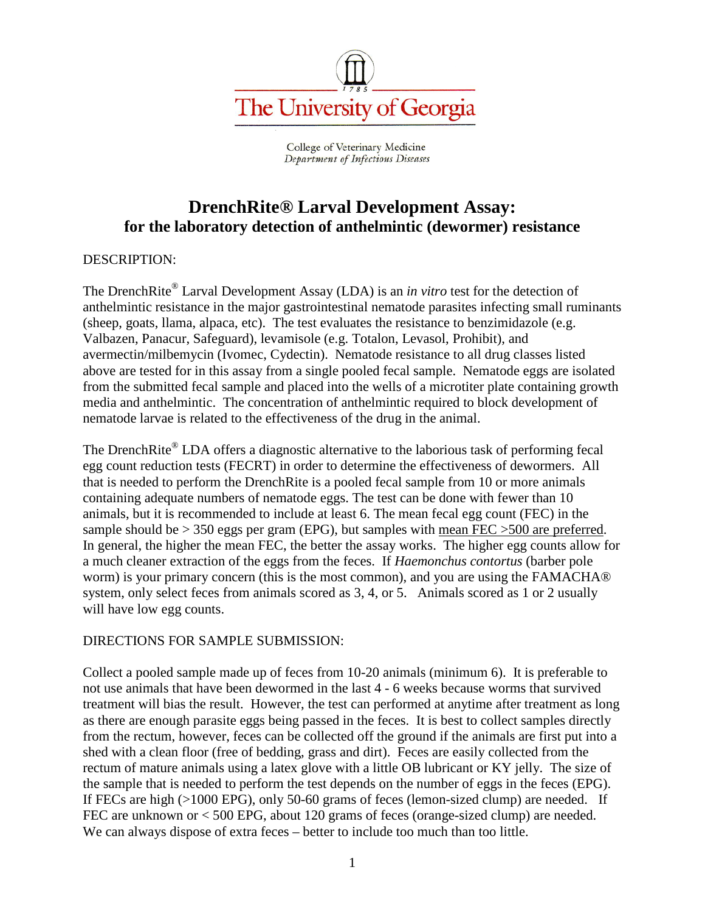The University of Georgia

College of Veterinary Medicine
*Department of Infectious Diseases*

# DrenchRite® Larval Development Assay: for the laboratory detection of anthelmintic (dewormer) resistance

DESCRIPTION:

The DrenchRite® Larval Development Assay (LDA) is an *in vitro* test for the detection of anthelmintic resistance in the major gastrointestinal nematode parasites infecting small ruminants (sheep, goats, llama, alpaca, etc). The test evaluates the resistance to benzimidazole (e.g. Valbazen, Panacur, Safeguard), levamisole (e.g. Totalon, Levasol, Prohibit), and avermectin/milbemycin (Ivomec, Cydectin). Nematode resistance to all drug classes listed above are tested for in this assay from a single pooled fecal sample. Nematode eggs are isolated from the submitted fecal sample and placed into the wells of a microtiter plate containing growth media and anthelmintic. The concentration of anthelmintic required to block development of nematode larvae is related to the effectiveness of the drug in the animal.

The DrenchRite® LDA offers a diagnostic alternative to the laborious task of performing fecal egg count reduction tests (FECRT) in order to determine the effectiveness of dewormers. All that is needed to perform the DrenchRite is a pooled fecal sample from 10 or more animals containing adequate numbers of nematode eggs. The test can be done with fewer than 10 animals, but it is recommended to include at least 6. The mean fecal egg count (FEC) in the sample should be > 350 eggs per gram (EPG), but samples with <u>mean FEC >500 are preferred</u>. In general, the higher the mean FEC, the better the assay works. The higher egg counts allow for a much cleaner extraction of the eggs from the feces. If *Haemonchus contortus* (barber pole worm) is your primary concern (this is the most common), and you are using the FAMACHA® system, only select feces from animals scored as 3, 4, or 5. Animals scored as 1 or 2 usually will have low egg counts.

DIRECTIONS FOR SAMPLE SUBMISSION:

Collect a pooled sample made up of feces from 10-20 animals (minimum 6). It is preferable to not use animals that have been dewormed in the last 4 - 6 weeks because worms that survived treatment will bias the result. However, the test can performed at anytime after treatment as long as there are enough parasite eggs being passed in the feces. It is best to collect samples directly from the rectum, however, feces can be collected off the ground if the animals are first put into a shed with a clean floor (free of bedding, grass and dirt). Feces are easily collected from the rectum of mature animals using a latex glove with a little OB lubricant or KY jelly. The size of the sample that is needed to perform the test depends on the number of eggs in the feces (EPG). If FECs are high (>1000 EPG), only 50-60 grams of feces (lemon-sized clump) are needed. If FEC are unknown or < 500 EPG, about 120 grams of feces (orange-sized clump) are needed. We can always dispose of extra feces – better to include too much than too little.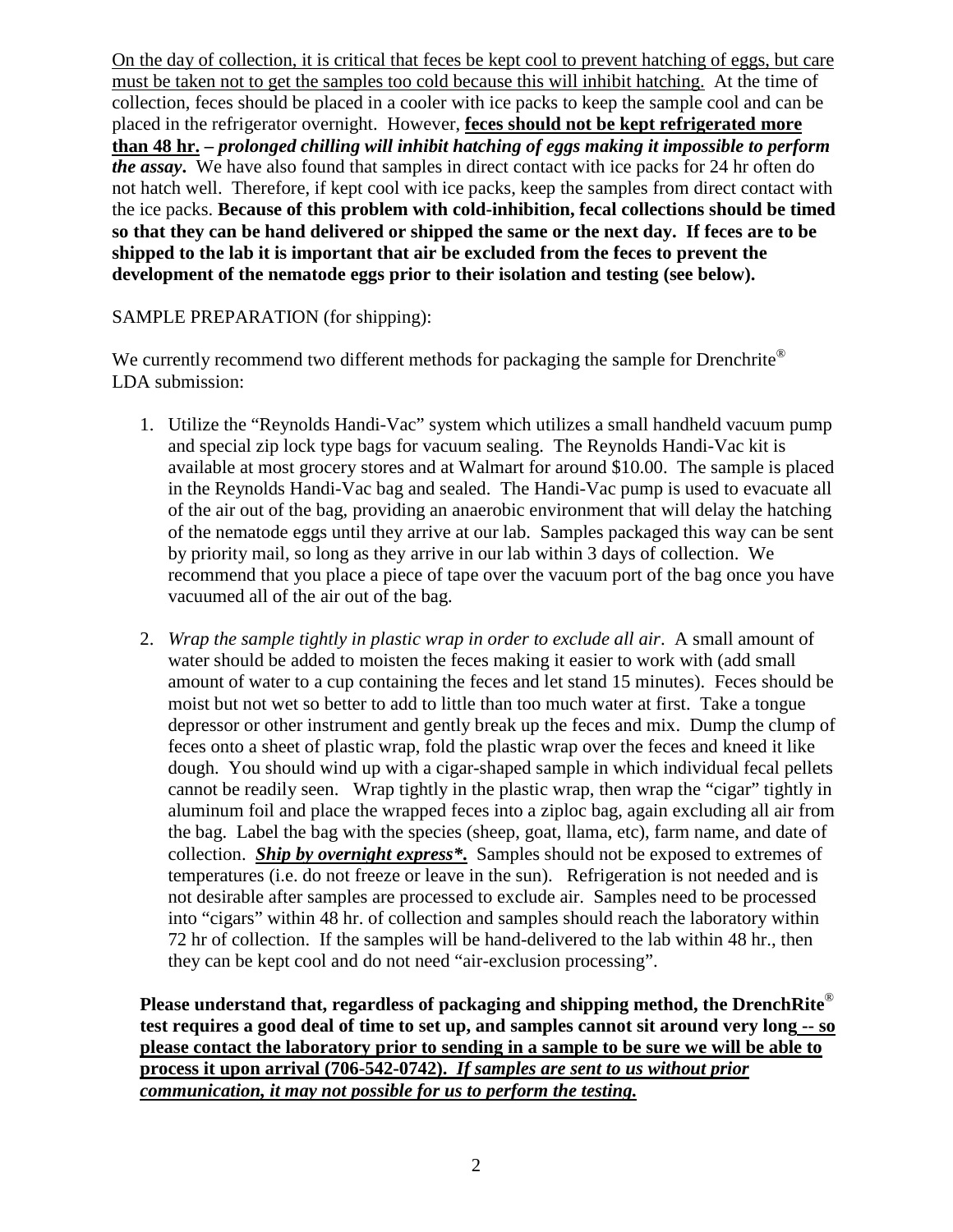On the day of collection, it is critical that feces be kept cool to prevent hatching of eggs, but care must be taken not to get the samples too cold because this will inhibit hatching. At the time of collection, feces should be placed in a cooler with ice packs to keep the sample cool and can be placed in the refrigerator overnight. However, **feces should not be kept refrigerated more than 48 hr. –** ***prolonged chilling will inhibit hatching of eggs making it impossible to perform the assay*****.** We have also found that samples in direct contact with ice packs for 24 hr often do not hatch well. Therefore, if kept cool with ice packs, keep the samples from direct contact with the ice packs. **Because of this problem with cold-inhibition, fecal collections should be timed so that they can be hand delivered or shipped the same or the next day. If feces are to be shipped to the lab it is important that air be excluded from the feces to prevent the development of the nematode eggs prior to their isolation and testing (see below).**

SAMPLE PREPARATION (for shipping):

We currently recommend two different methods for packaging the sample for Drenchrite® LDA submission:

1. Utilize the "Reynolds Handi-Vac" system which utilizes a small handheld vacuum pump and special zip lock type bags for vacuum sealing. The Reynolds Handi-Vac kit is available at most grocery stores and at Walmart for around $10.00. The sample is placed in the Reynolds Handi-Vac bag and sealed. The Handi-Vac pump is used to evacuate all of the air out of the bag, providing an anaerobic environment that will delay the hatching of the nematode eggs until they arrive at our lab. Samples packaged this way can be sent by priority mail, so long as they arrive in our lab within 3 days of collection. We recommend that you place a piece of tape over the vacuum port of the bag once you have vacuumed all of the air out of the bag.

2. *Wrap the sample tightly in plastic wrap in order to exclude all air*. A small amount of water should be added to moisten the feces making it easier to work with (add small amount of water to a cup containing the feces and let stand 15 minutes). Feces should be moist but not wet so better to add to little than too much water at first. Take a tongue depressor or other instrument and gently break up the feces and mix. Dump the clump of feces onto a sheet of plastic wrap, fold the plastic wrap over the feces and kneed it like dough. You should wind up with a cigar-shaped sample in which individual fecal pellets cannot be readily seen. Wrap tightly in the plastic wrap, then wrap the "cigar" tightly in aluminum foil and place the wrapped feces into a ziploc bag, again excluding all air from the bag. Label the bag with the species (sheep, goat, llama, etc), farm name, and date of collection. ***Ship by overnight express\*.*** Samples should not be exposed to extremes of temperatures (i.e. do not freeze or leave in the sun). Refrigeration is not needed and is not desirable after samples are processed to exclude air. Samples need to be processed into "cigars" within 48 hr. of collection and samples should reach the laboratory within 72 hr of collection. If the samples will be hand-delivered to the lab within 48 hr., then they can be kept cool and do not need "air-exclusion processing".

**Please understand that, regardless of packaging and shipping method, the DrenchRite® test requires a good deal of time to set up, and samples cannot sit around very long -- so please contact the laboratory prior to sending in a sample to be sure we will be able to process it upon arrival (706-542-0742).** ***If samples are sent to us without prior communication, it may not possible for us to perform the testing.***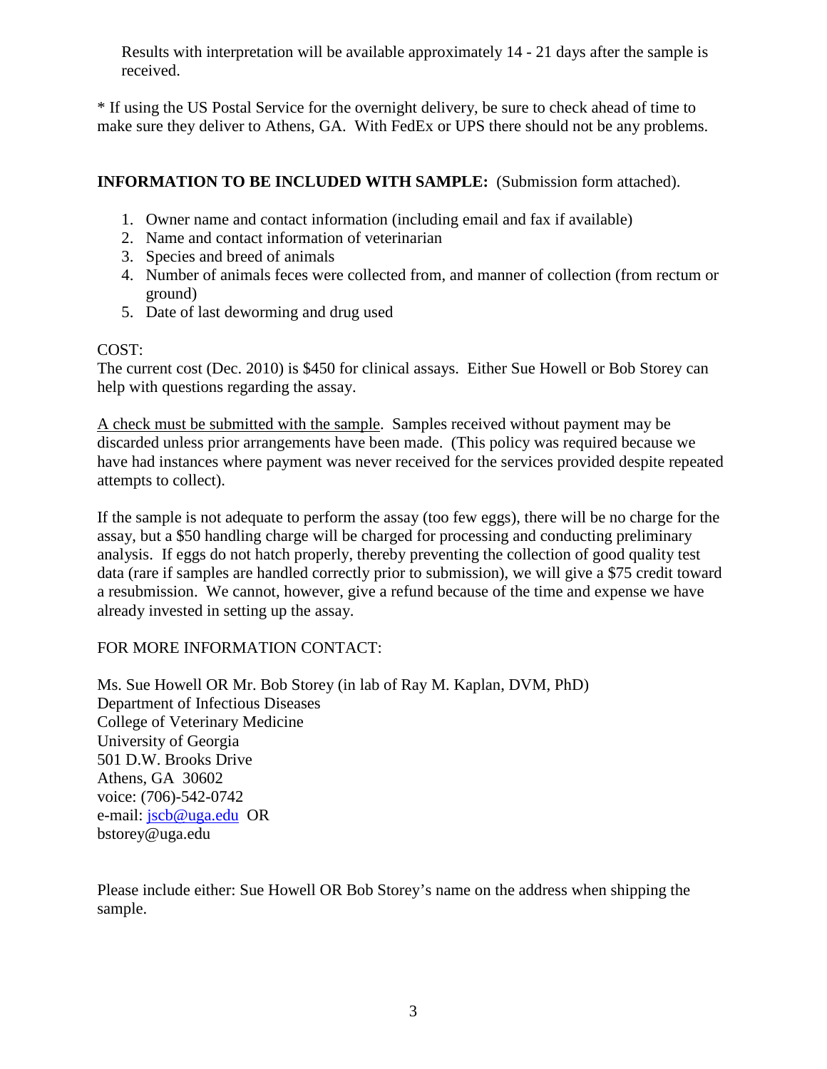Results with interpretation will be available approximately 14 - 21 days after the sample is received.

* If using the US Postal Service for the overnight delivery, be sure to check ahead of time to make sure they deliver to Athens, GA. With FedEx or UPS there should not be any problems.

**INFORMATION TO BE INCLUDED WITH SAMPLE:** (Submission form attached).

1. Owner name and contact information (including email and fax if available)
2. Name and contact information of veterinarian
3. Species and breed of animals
4. Number of animals feces were collected from, and manner of collection (from rectum or ground)
5. Date of last deworming and drug used

COST:
The current cost (Dec. 2010) is $450 for clinical assays. Either Sue Howell or Bob Storey can help with questions regarding the assay.

<u>A check must be submitted with the sample</u>. Samples received without payment may be discarded unless prior arrangements have been made. (This policy was required because we have had instances where payment was never received for the services provided despite repeated attempts to collect).

If the sample is not adequate to perform the assay (too few eggs), there will be no charge for the assay, but a $50 handling charge will be charged for processing and conducting preliminary analysis. If eggs do not hatch properly, thereby preventing the collection of good quality test data (rare if samples are handled correctly prior to submission), we will give a $75 credit toward a resubmission. We cannot, however, give a refund because of the time and expense we have already invested in setting up the assay.

FOR MORE INFORMATION CONTACT:

Ms. Sue Howell OR Mr. Bob Storey (in lab of Ray M. Kaplan, DVM, PhD)
Department of Infectious Diseases
College of Veterinary Medicine
University of Georgia
501 D.W. Brooks Drive
Athens, GA 30602
voice: (706)-542-0742
e-mail: jscb@uga.edu OR
bstorey@uga.edu

Please include either: Sue Howell OR Bob Storey's name on the address when shipping the sample.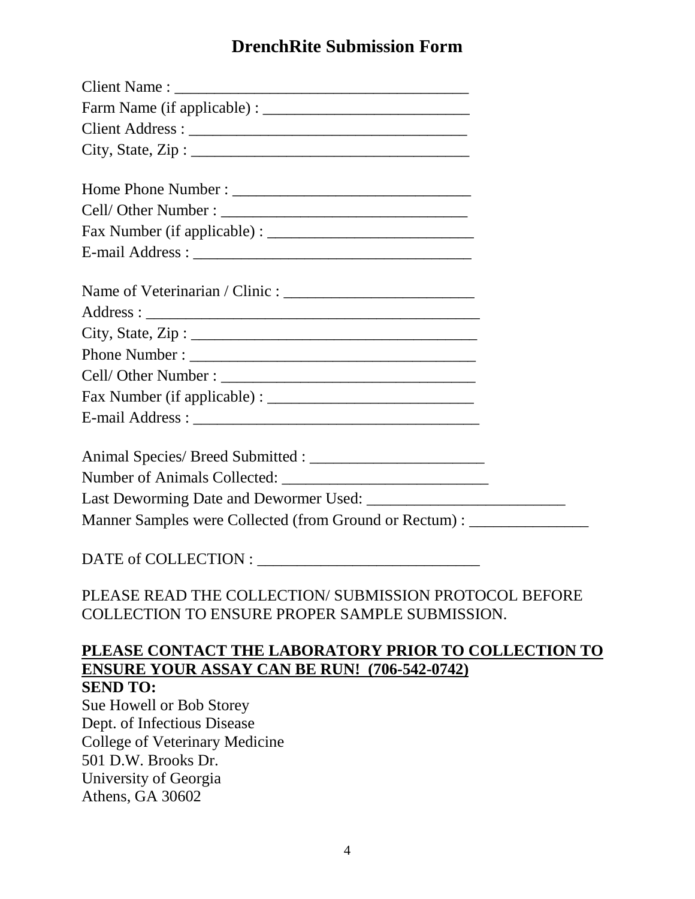# DrenchRite Submission Form

Client Name : ____________________________________

Farm Name (if applicable) : __________________________

Client Address : ___________________________________

City, State, Zip : __________________________________

Home Phone Number : ______________________________

Cell/ Other Number : _______________________________

Fax Number (if applicable) : __________________________

E-mail Address : ___________________________________

Name of Veterinarian / Clinic : ________________________

Address : ________________________________________

City, State, Zip : ___________________________________

Phone Number : _____________________________________

Cell/ Other Number : _________________________________

Fax Number (if applicable) : ___________________________

E-mail Address : ____________________________________

Animal Species/ Breed Submitted : ______________________

Number of Animals Collected: __________________________

Last Deworming Date and Dewormer Used: _________________________

Manner Samples were Collected (from Ground or Rectum) : _______________

DATE of COLLECTION : ____________________________

PLEASE READ THE COLLECTION/ SUBMISSION PROTOCOL BEFORE COLLECTION TO ENSURE PROPER SAMPLE SUBMISSION.

**PLEASE CONTACT THE LABORATORY PRIOR TO COLLECTION TO ENSURE YOUR ASSAY CAN BE RUN! (706-542-0742)**

**SEND TO:**

Sue Howell or Bob Storey
Dept. of Infectious Disease
College of Veterinary Medicine
501 D.W. Brooks Dr.
University of Georgia
Athens, GA 30602